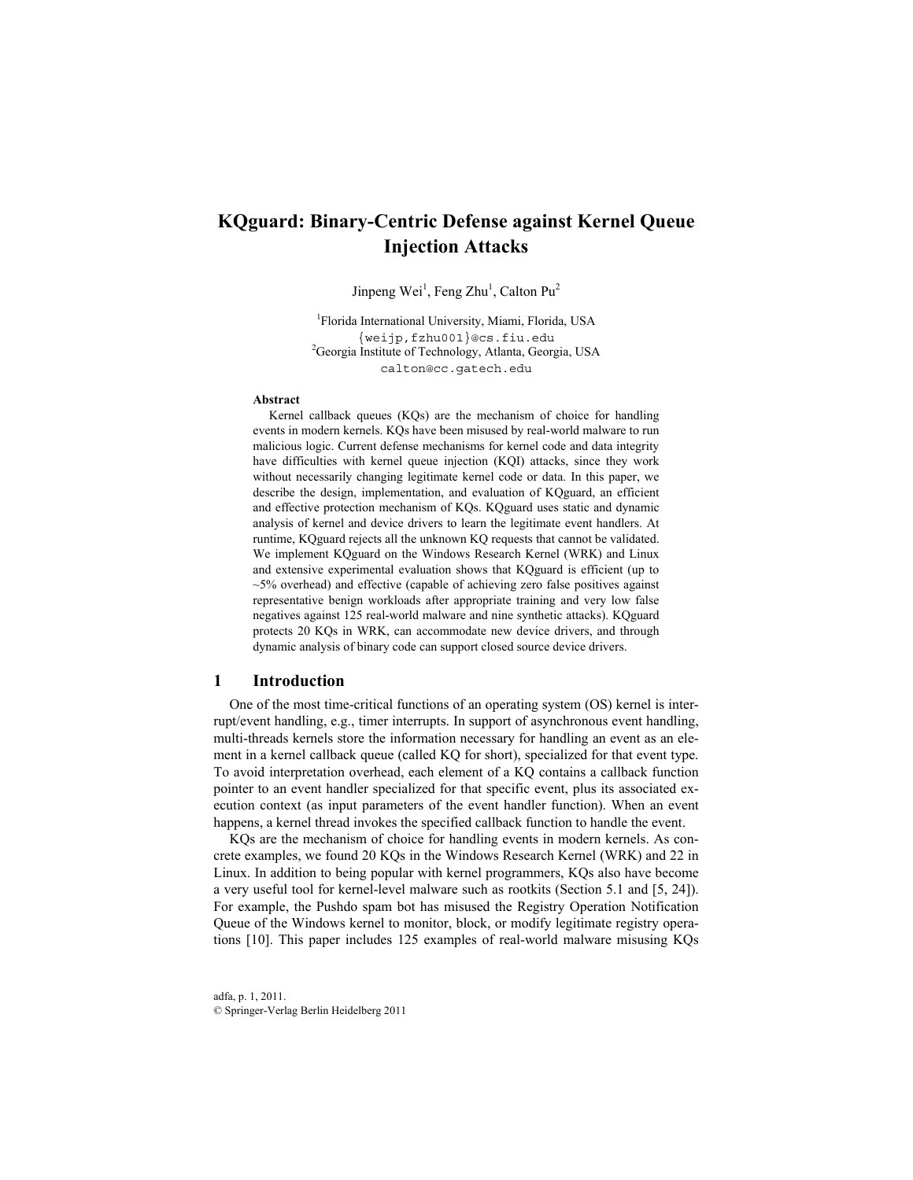# KQguard: Binary-Centric Defense against Kernel Queue Injection Attacks

Jinpeng Wei[1], Feng Zhu[1], Calton Pu[2]

[1]Florida International University, Miami, Florida, USA
{weijp,fzhu001}@cs.fiu.edu
[2]Georgia Institute of Technology, Atlanta, Georgia, USA
calton@cc.gatech.edu

**Abstract**

Kernel callback queues (KQs) are the mechanism of choice for handling events in modern kernels. KQs have been misused by real-world malware to run malicious logic. Current defense mechanisms for kernel code and data integrity have difficulties with kernel queue injection (KQI) attacks, since they work without necessarily changing legitimate kernel code or data. In this paper, we describe the design, implementation, and evaluation of KQguard, an efficient and effective protection mechanism of KQs. KQguard uses static and dynamic analysis of kernel and device drivers to learn the legitimate event handlers. At runtime, KQguard rejects all the unknown KQ requests that cannot be validated. We implement KQguard on the Windows Research Kernel (WRK) and Linux and extensive experimental evaluation shows that KQguard is efficient (up to ~5% overhead) and effective (capable of achieving zero false positives against representative benign workloads after appropriate training and very low false negatives against 125 real-world malware and nine synthetic attacks). KQguard protects 20 KQs in WRK, can accommodate new device drivers, and through dynamic analysis of binary code can support closed source device drivers.

## 1 Introduction

One of the most time-critical functions of an operating system (OS) kernel is interrupt/event handling, e.g., timer interrupts. In support of asynchronous event handling, multi-threads kernels store the information necessary for handling an event as an element in a kernel callback queue (called KQ for short), specialized for that event type. To avoid interpretation overhead, each element of a KQ contains a callback function pointer to an event handler specialized for that specific event, plus its associated execution context (as input parameters of the event handler function). When an event happens, a kernel thread invokes the specified callback function to handle the event.

KQs are the mechanism of choice for handling events in modern kernels. As concrete examples, we found 20 KQs in the Windows Research Kernel (WRK) and 22 in Linux. In addition to being popular with kernel programmers, KQs also have become a very useful tool for kernel-level malware such as rootkits (Section 5.1 and [5, 24]). For example, the Pushdo spam bot has misused the Registry Operation Notification Queue of the Windows kernel to monitor, block, or modify legitimate registry operations [10]. This paper includes 125 examples of real-world malware misusing KQs

adfa, p. 1, 2011.
© Springer-Verlag Berlin Heidelberg 2011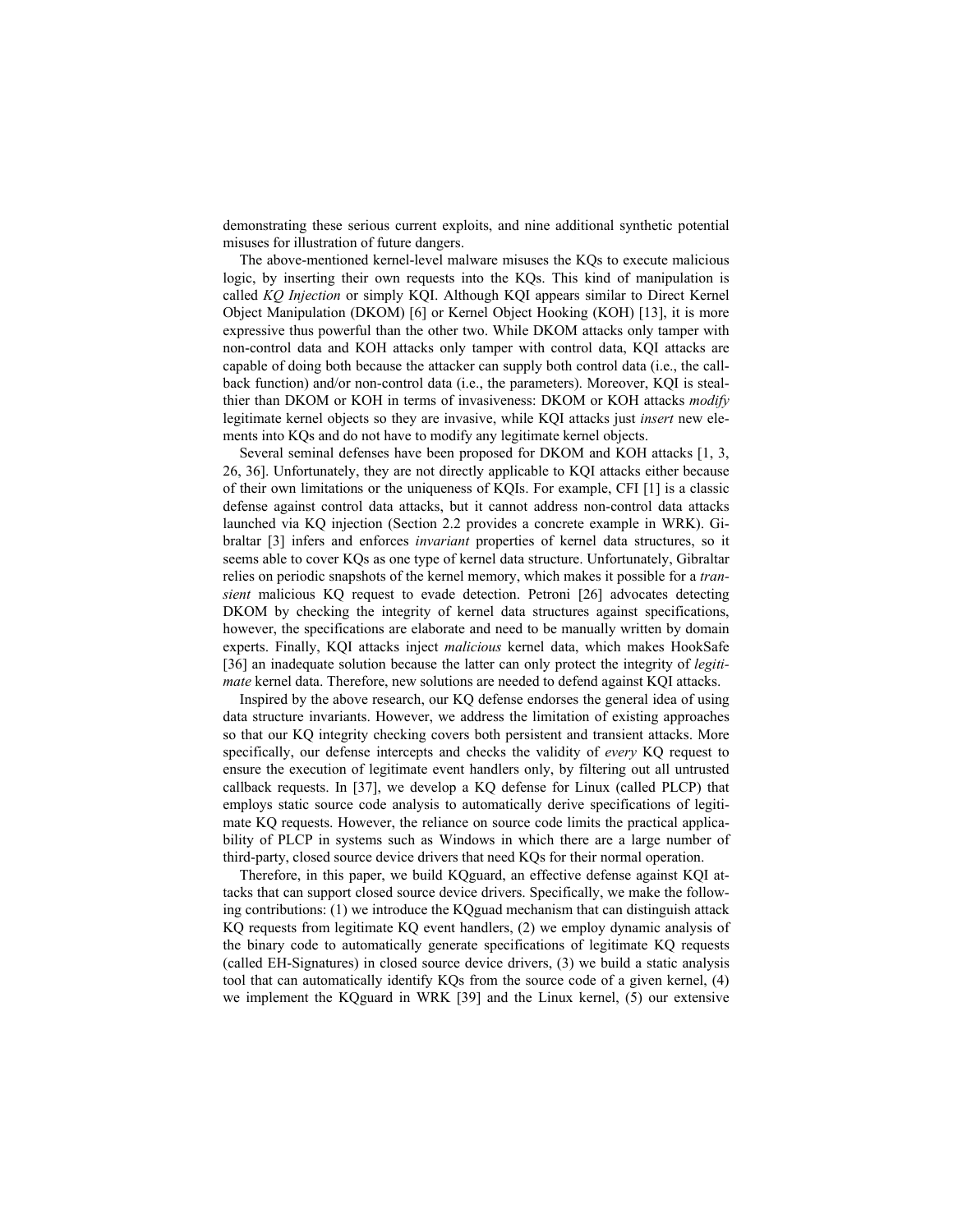demonstrating these serious current exploits, and nine additional synthetic potential misuses for illustration of future dangers.

The above-mentioned kernel-level malware misuses the KQs to execute malicious logic, by inserting their own requests into the KQs. This kind of manipulation is called *KQ Injection* or simply KQI. Although KQI appears similar to Direct Kernel Object Manipulation (DKOM) [6] or Kernel Object Hooking (KOH) [13], it is more expressive thus powerful than the other two. While DKOM attacks only tamper with non-control data and KOH attacks only tamper with control data, KQI attacks are capable of doing both because the attacker can supply both control data (i.e., the callback function) and/or non-control data (i.e., the parameters). Moreover, KQI is stealthier than DKOM or KOH in terms of invasiveness: DKOM or KOH attacks *modify* legitimate kernel objects so they are invasive, while KQI attacks just *insert* new elements into KQs and do not have to modify any legitimate kernel objects.

Several seminal defenses have been proposed for DKOM and KOH attacks [1, 3, 26, 36]. Unfortunately, they are not directly applicable to KQI attacks either because of their own limitations or the uniqueness of KQIs. For example, CFI [1] is a classic defense against control data attacks, but it cannot address non-control data attacks launched via KQ injection (Section 2.2 provides a concrete example in WRK). Gibraltar [3] infers and enforces *invariant* properties of kernel data structures, so it seems able to cover KQs as one type of kernel data structure. Unfortunately, Gibraltar relies on periodic snapshots of the kernel memory, which makes it possible for a *transient* malicious KQ request to evade detection. Petroni [26] advocates detecting DKOM by checking the integrity of kernel data structures against specifications, however, the specifications are elaborate and need to be manually written by domain experts. Finally, KQI attacks inject *malicious* kernel data, which makes HookSafe [36] an inadequate solution because the latter can only protect the integrity of *legitimate* kernel data. Therefore, new solutions are needed to defend against KQI attacks.

Inspired by the above research, our KQ defense endorses the general idea of using data structure invariants. However, we address the limitation of existing approaches so that our KQ integrity checking covers both persistent and transient attacks. More specifically, our defense intercepts and checks the validity of *every* KQ request to ensure the execution of legitimate event handlers only, by filtering out all untrusted callback requests. In [37], we develop a KQ defense for Linux (called PLCP) that employs static source code analysis to automatically derive specifications of legitimate KQ requests. However, the reliance on source code limits the practical applicability of PLCP in systems such as Windows in which there are a large number of third-party, closed source device drivers that need KQs for their normal operation.

Therefore, in this paper, we build KQguard, an effective defense against KQI attacks that can support closed source device drivers. Specifically, we make the following contributions: (1) we introduce the KQguad mechanism that can distinguish attack KQ requests from legitimate KQ event handlers, (2) we employ dynamic analysis of the binary code to automatically generate specifications of legitimate KQ requests (called EH-Signatures) in closed source device drivers, (3) we build a static analysis tool that can automatically identify KQs from the source code of a given kernel, (4) we implement the KQguard in WRK [39] and the Linux kernel, (5) our extensive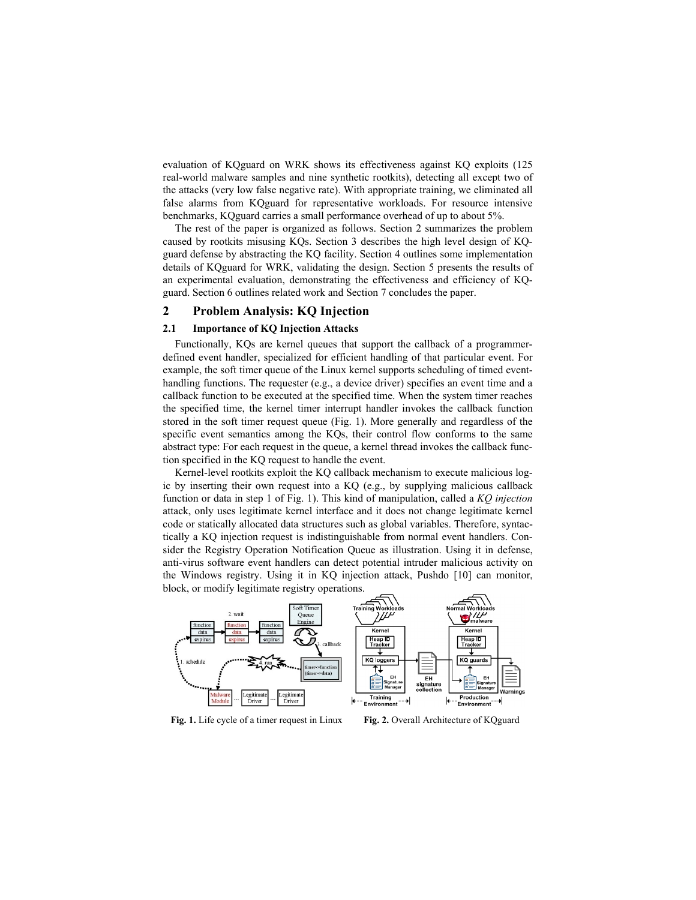evaluation of KQguard on WRK shows its effectiveness against KQ exploits (125 real-world malware samples and nine synthetic rootkits), detecting all except two of the attacks (very low false negative rate). With appropriate training, we eliminated all false alarms from KQguard for representative workloads. For resource intensive benchmarks, KQguard carries a small performance overhead of up to about 5%.

The rest of the paper is organized as follows. Section 2 summarizes the problem caused by rootkits misusing KQs. Section 3 describes the high level design of KQguard defense by abstracting the KQ facility. Section 4 outlines some implementation details of KQguard for WRK, validating the design. Section 5 presents the results of an experimental evaluation, demonstrating the effectiveness and efficiency of KQguard. Section 6 outlines related work and Section 7 concludes the paper.

## 2 Problem Analysis: KQ Injection

### 2.1 Importance of KQ Injection Attacks

Functionally, KQs are kernel queues that support the callback of a programmer-defined event handler, specialized for efficient handling of that particular event. For example, the soft timer queue of the Linux kernel supports scheduling of timed event-handling functions. The requester (e.g., a device driver) specifies an event time and a callback function to be executed at the specified time. When the system timer reaches the specified time, the kernel timer interrupt handler invokes the callback function stored in the soft timer request queue (Fig. 1). More generally and regardless of the specific event semantics among the KQs, their control flow conforms to the same abstract type: For each request in the queue, a kernel thread invokes the callback function specified in the KQ request to handle the event.

Kernel-level rootkits exploit the KQ callback mechanism to execute malicious logic by inserting their own request into a KQ (e.g., by supplying malicious callback function or data in step 1 of Fig. 1). This kind of manipulation, called a *KQ injection* attack, only uses legitimate kernel interface and it does not change legitimate kernel code or statically allocated data structures such as global variables. Therefore, syntactically a KQ injection request is indistinguishable from normal event handlers. Consider the Registry Operation Notification Queue as illustration. Using it in defense, anti-virus software event handlers can detect potential intruder malicious activity on the Windows registry. Using it in KQ injection attack, Pushdo [10] can monitor, block, or modify legitimate registry operations.

**Fig. 1.** Life cycle of a timer request in Linux

**Fig. 2.** Overall Architecture of KQguard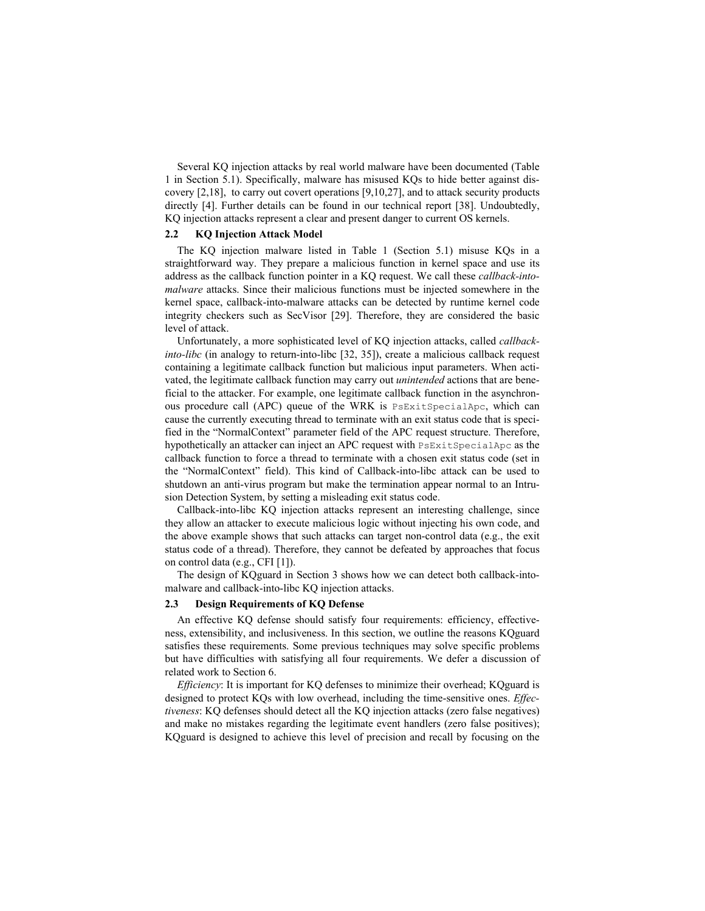Several KQ injection attacks by real world malware have been documented (Table 1 in Section 5.1). Specifically, malware has misused KQs to hide better against discovery [2,18], to carry out covert operations [9,10,27], and to attack security products directly [4]. Further details can be found in our technical report [38]. Undoubtedly, KQ injection attacks represent a clear and present danger to current OS kernels.

## 2.2 KQ Injection Attack Model

The KQ injection malware listed in Table 1 (Section 5.1) misuse KQs in a straightforward way. They prepare a malicious function in kernel space and use its address as the callback function pointer in a KQ request. We call these *callback-into-malware* attacks. Since their malicious functions must be injected somewhere in the kernel space, callback-into-malware attacks can be detected by runtime kernel code integrity checkers such as SecVisor [29]. Therefore, they are considered the basic level of attack.

Unfortunately, a more sophisticated level of KQ injection attacks, called *callback-into-libc* (in analogy to return-into-libc [32, 35]), create a malicious callback request containing a legitimate callback function but malicious input parameters. When activated, the legitimate callback function may carry out *unintended* actions that are beneficial to the attacker. For example, one legitimate callback function in the asynchronous procedure call (APC) queue of the WRK is `PsExitSpecialApc`, which can cause the currently executing thread to terminate with an exit status code that is specified in the "NormalContext" parameter field of the APC request structure. Therefore, hypothetically an attacker can inject an APC request with `PsExitSpecialApc` as the callback function to force a thread to terminate with a chosen exit status code (set in the "NormalContext" field). This kind of Callback-into-libc attack can be used to shutdown an anti-virus program but make the termination appear normal to an Intrusion Detection System, by setting a misleading exit status code.

Callback-into-libc KQ injection attacks represent an interesting challenge, since they allow an attacker to execute malicious logic without injecting his own code, and the above example shows that such attacks can target non-control data (e.g., the exit status code of a thread). Therefore, they cannot be defeated by approaches that focus on control data (e.g., CFI [1]).

The design of KQguard in Section 3 shows how we can detect both callback-into-malware and callback-into-libc KQ injection attacks.

## 2.3 Design Requirements of KQ Defense

An effective KQ defense should satisfy four requirements: efficiency, effectiveness, extensibility, and inclusiveness. In this section, we outline the reasons KQguard satisfies these requirements. Some previous techniques may solve specific problems but have difficulties with satisfying all four requirements. We defer a discussion of related work to Section 6.

*Efficiency*: It is important for KQ defenses to minimize their overhead; KQguard is designed to protect KQs with low overhead, including the time-sensitive ones. *Effectiveness*: KQ defenses should detect all the KQ injection attacks (zero false negatives) and make no mistakes regarding the legitimate event handlers (zero false positives); KQguard is designed to achieve this level of precision and recall by focusing on the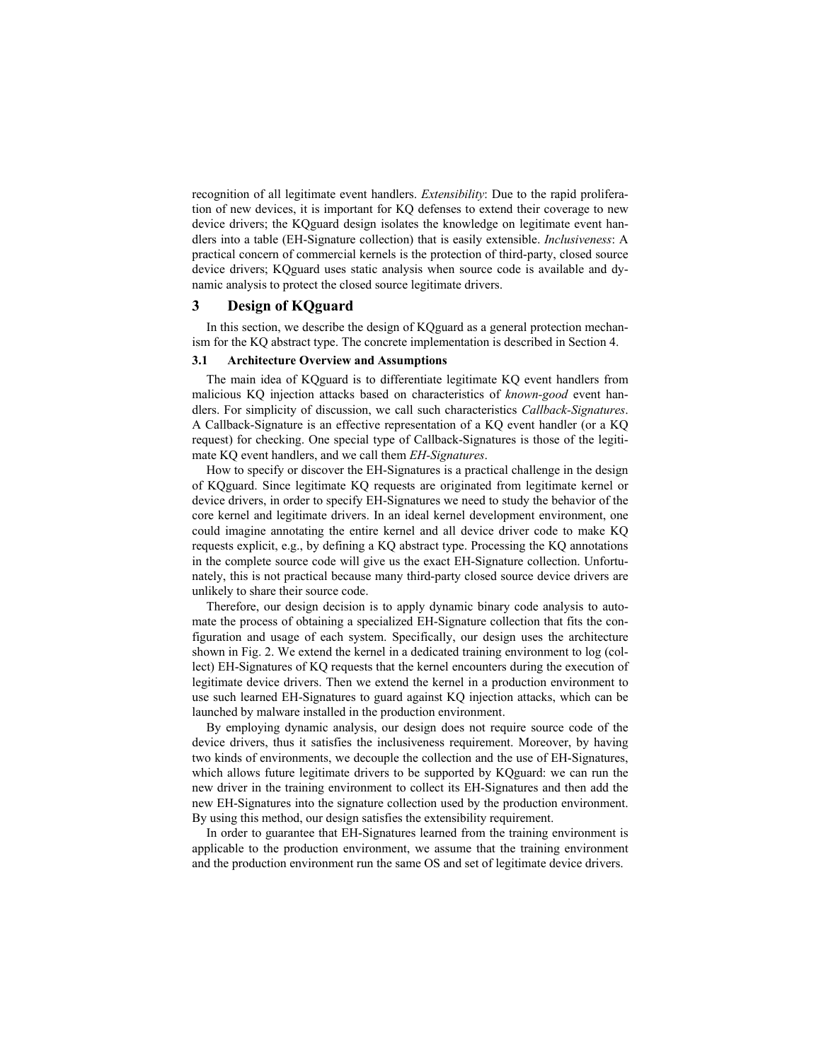recognition of all legitimate event handlers. *Extensibility*: Due to the rapid proliferation of new devices, it is important for KQ defenses to extend their coverage to new device drivers; the KQguard design isolates the knowledge on legitimate event handlers into a table (EH-Signature collection) that is easily extensible. *Inclusiveness*: A practical concern of commercial kernels is the protection of third-party, closed source device drivers; KQguard uses static analysis when source code is available and dynamic analysis to protect the closed source legitimate drivers.

# 3 Design of KQguard

In this section, we describe the design of KQguard as a general protection mechanism for the KQ abstract type. The concrete implementation is described in Section 4.

## 3.1 Architecture Overview and Assumptions

The main idea of KQguard is to differentiate legitimate KQ event handlers from malicious KQ injection attacks based on characteristics of *known-good* event handlers. For simplicity of discussion, we call such characteristics *Callback-Signatures*. A Callback-Signature is an effective representation of a KQ event handler (or a KQ request) for checking. One special type of Callback-Signatures is those of the legitimate KQ event handlers, and we call them *EH-Signatures*.

How to specify or discover the EH-Signatures is a practical challenge in the design of KQguard. Since legitimate KQ requests are originated from legitimate kernel or device drivers, in order to specify EH-Signatures we need to study the behavior of the core kernel and legitimate drivers. In an ideal kernel development environment, one could imagine annotating the entire kernel and all device driver code to make KQ requests explicit, e.g., by defining a KQ abstract type. Processing the KQ annotations in the complete source code will give us the exact EH-Signature collection. Unfortunately, this is not practical because many third-party closed source device drivers are unlikely to share their source code.

Therefore, our design decision is to apply dynamic binary code analysis to automate the process of obtaining a specialized EH-Signature collection that fits the configuration and usage of each system. Specifically, our design uses the architecture shown in Fig. 2. We extend the kernel in a dedicated training environment to log (collect) EH-Signatures of KQ requests that the kernel encounters during the execution of legitimate device drivers. Then we extend the kernel in a production environment to use such learned EH-Signatures to guard against KQ injection attacks, which can be launched by malware installed in the production environment.

By employing dynamic analysis, our design does not require source code of the device drivers, thus it satisfies the inclusiveness requirement. Moreover, by having two kinds of environments, we decouple the collection and the use of EH-Signatures, which allows future legitimate drivers to be supported by KQguard: we can run the new driver in the training environment to collect its EH-Signatures and then add the new EH-Signatures into the signature collection used by the production environment. By using this method, our design satisfies the extensibility requirement.

In order to guarantee that EH-Signatures learned from the training environment is applicable to the production environment, we assume that the training environment and the production environment run the same OS and set of legitimate device drivers.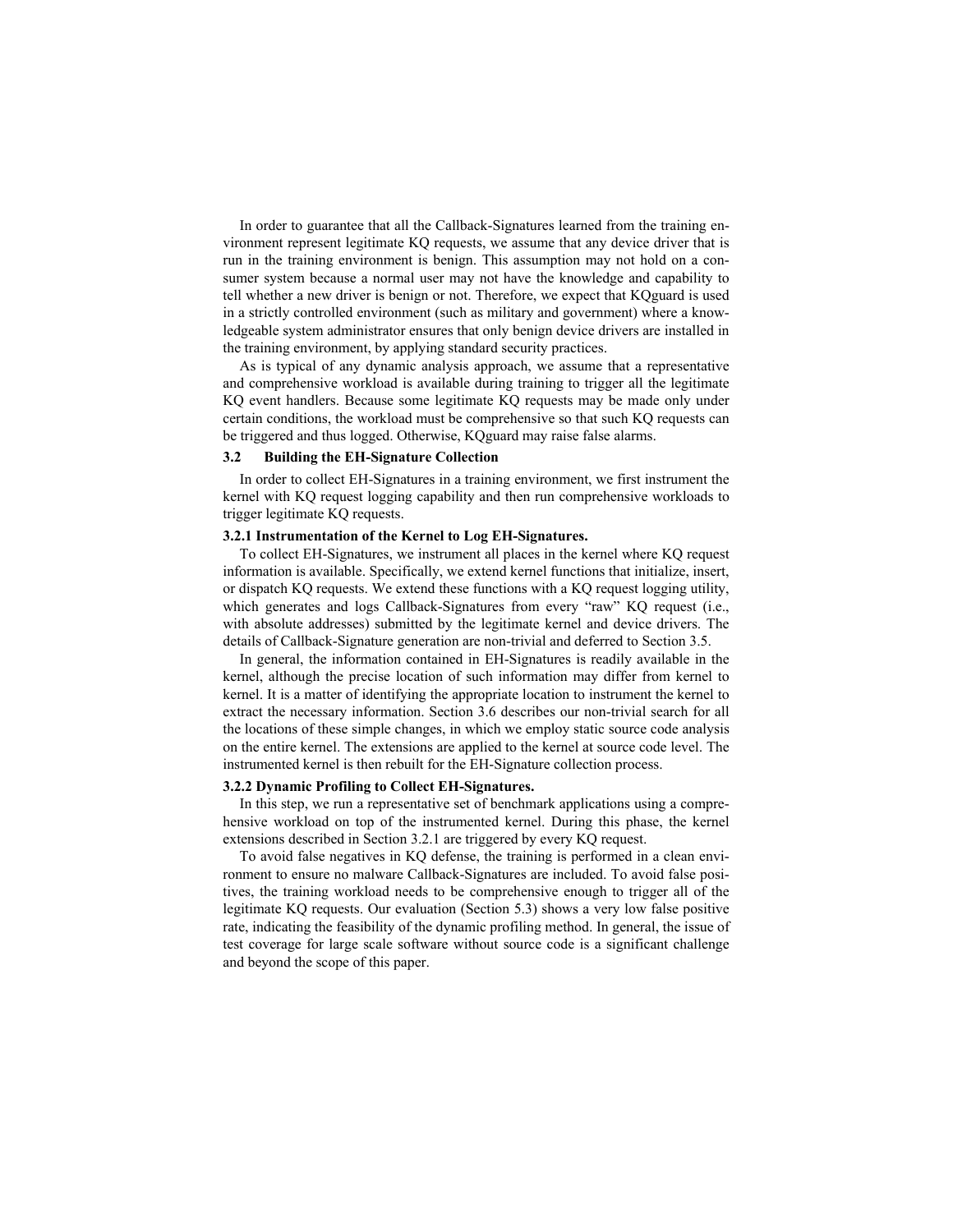In order to guarantee that all the Callback-Signatures learned from the training environment represent legitimate KQ requests, we assume that any device driver that is run in the training environment is benign. This assumption may not hold on a consumer system because a normal user may not have the knowledge and capability to tell whether a new driver is benign or not. Therefore, we expect that KQguard is used in a strictly controlled environment (such as military and government) where a knowledgeable system administrator ensures that only benign device drivers are installed in the training environment, by applying standard security practices.

As is typical of any dynamic analysis approach, we assume that a representative and comprehensive workload is available during training to trigger all the legitimate KQ event handlers. Because some legitimate KQ requests may be made only under certain conditions, the workload must be comprehensive so that such KQ requests can be triggered and thus logged. Otherwise, KQguard may raise false alarms.

## 3.2 Building the EH-Signature Collection

In order to collect EH-Signatures in a training environment, we first instrument the kernel with KQ request logging capability and then run comprehensive workloads to trigger legitimate KQ requests.

### 3.2.1 Instrumentation of the Kernel to Log EH-Signatures.

To collect EH-Signatures, we instrument all places in the kernel where KQ request information is available. Specifically, we extend kernel functions that initialize, insert, or dispatch KQ requests. We extend these functions with a KQ request logging utility, which generates and logs Callback-Signatures from every "raw" KQ request (i.e., with absolute addresses) submitted by the legitimate kernel and device drivers. The details of Callback-Signature generation are non-trivial and deferred to Section 3.5.

In general, the information contained in EH-Signatures is readily available in the kernel, although the precise location of such information may differ from kernel to kernel. It is a matter of identifying the appropriate location to instrument the kernel to extract the necessary information. Section 3.6 describes our non-trivial search for all the locations of these simple changes, in which we employ static source code analysis on the entire kernel. The extensions are applied to the kernel at source code level. The instrumented kernel is then rebuilt for the EH-Signature collection process.

### 3.2.2 Dynamic Profiling to Collect EH-Signatures.

In this step, we run a representative set of benchmark applications using a comprehensive workload on top of the instrumented kernel. During this phase, the kernel extensions described in Section 3.2.1 are triggered by every KQ request.

To avoid false negatives in KQ defense, the training is performed in a clean environment to ensure no malware Callback-Signatures are included. To avoid false positives, the training workload needs to be comprehensive enough to trigger all of the legitimate KQ requests. Our evaluation (Section 5.3) shows a very low false positive rate, indicating the feasibility of the dynamic profiling method. In general, the issue of test coverage for large scale software without source code is a significant challenge and beyond the scope of this paper.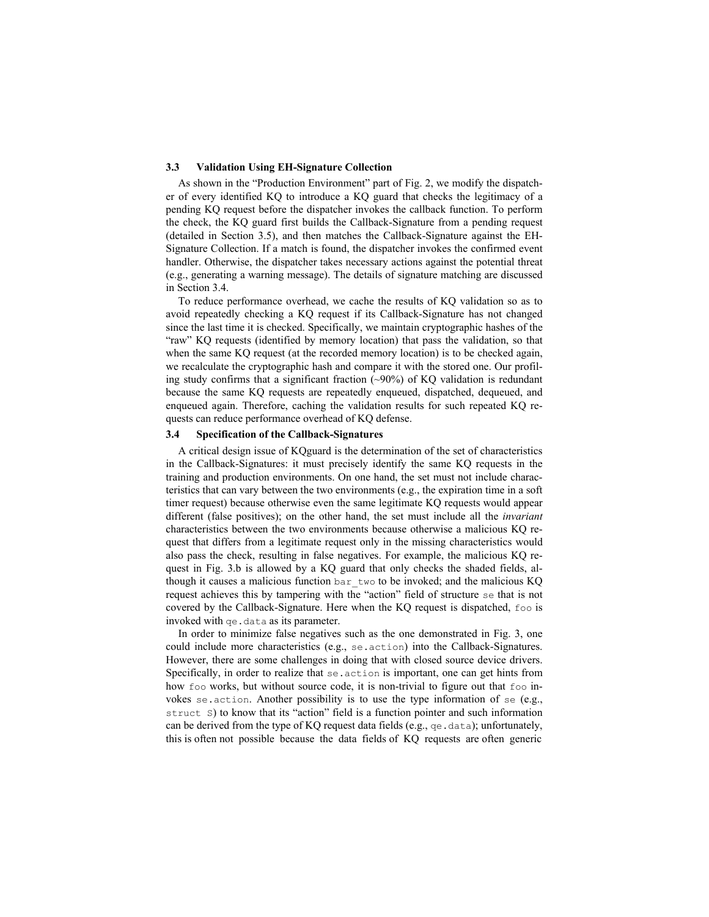### 3.3 Validation Using EH-Signature Collection

As shown in the "Production Environment" part of Fig. 2, we modify the dispatcher of every identified KQ to introduce a KQ guard that checks the legitimacy of a pending KQ request before the dispatcher invokes the callback function. To perform the check, the KQ guard first builds the Callback-Signature from a pending request (detailed in Section 3.5), and then matches the Callback-Signature against the EH-Signature Collection. If a match is found, the dispatcher invokes the confirmed event handler. Otherwise, the dispatcher takes necessary actions against the potential threat (e.g., generating a warning message). The details of signature matching are discussed in Section 3.4.

To reduce performance overhead, we cache the results of KQ validation so as to avoid repeatedly checking a KQ request if its Callback-Signature has not changed since the last time it is checked. Specifically, we maintain cryptographic hashes of the "raw" KQ requests (identified by memory location) that pass the validation, so that when the same KQ request (at the recorded memory location) is to be checked again, we recalculate the cryptographic hash and compare it with the stored one. Our profiling study confirms that a significant fraction (~90%) of KQ validation is redundant because the same KQ requests are repeatedly enqueued, dispatched, dequeued, and enqueued again. Therefore, caching the validation results for such repeated KQ requests can reduce performance overhead of KQ defense.

### 3.4 Specification of the Callback-Signatures

A critical design issue of KQguard is the determination of the set of characteristics in the Callback-Signatures: it must precisely identify the same KQ requests in the training and production environments. On one hand, the set must not include characteristics that can vary between the two environments (e.g., the expiration time in a soft timer request) because otherwise even the same legitimate KQ requests would appear different (false positives); on the other hand, the set must include all the *invariant* characteristics between the two environments because otherwise a malicious KQ request that differs from a legitimate request only in the missing characteristics would also pass the check, resulting in false negatives. For example, the malicious KQ request in Fig. 3.b is allowed by a KQ guard that only checks the shaded fields, although it causes a malicious function `bar_two` to be invoked; and the malicious KQ request achieves this by tampering with the "action" field of structure `se` that is not covered by the Callback-Signature. Here when the KQ request is dispatched, `foo` is invoked with `qe.data` as its parameter.

In order to minimize false negatives such as the one demonstrated in Fig. 3, one could include more characteristics (e.g., `se.action`) into the Callback-Signatures. However, there are some challenges in doing that with closed source device drivers. Specifically, in order to realize that `se.action` is important, one can get hints from how `foo` works, but without source code, it is non-trivial to figure out that `foo` invokes `se.action`. Another possibility is to use the type information of `se` (e.g., `struct S`) to know that its "action" field is a function pointer and such information can be derived from the type of KQ request data fields (e.g., `qe.data`); unfortunately, this is often not possible because the data fields of KQ requests are often generic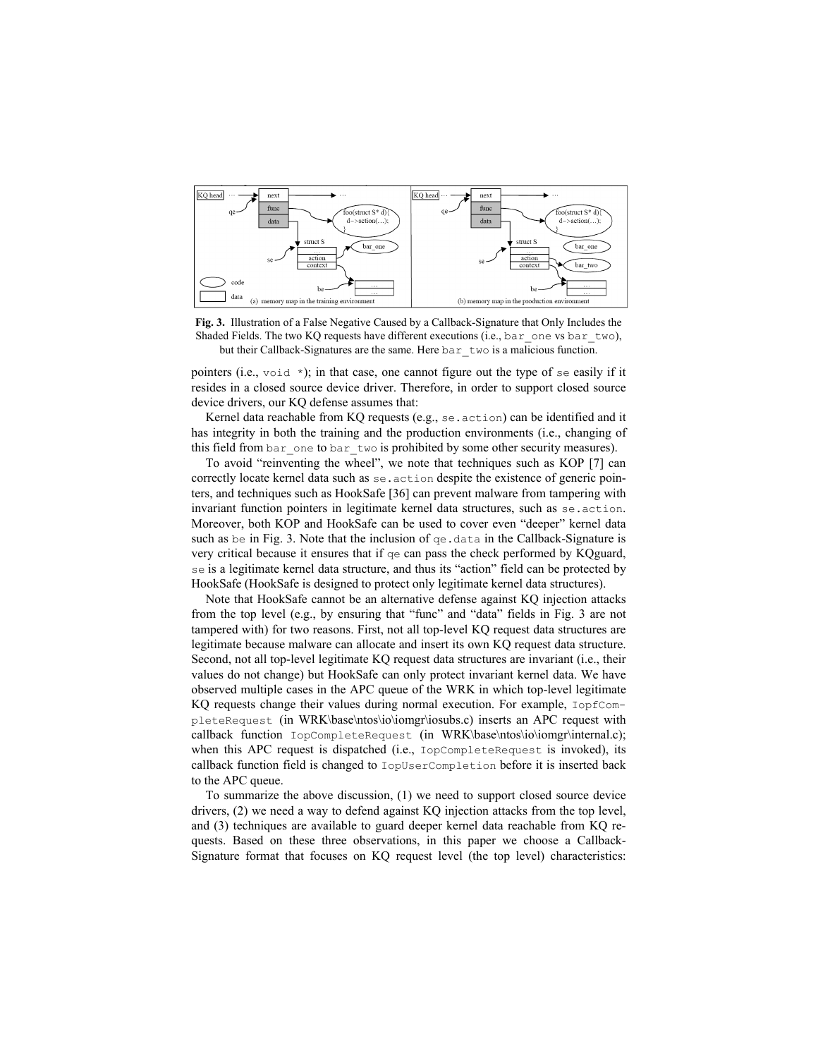**Fig. 3.** Illustration of a False Negative Caused by a Callback-Signature that Only Includes the Shaded Fields. The two KQ requests have different executions (i.e., bar_one vs bar_two), but their Callback-Signatures are the same. Here bar_two is a malicious function.

pointers (i.e., void *); in that case, one cannot figure out the type of se easily if it resides in a closed source device driver. Therefore, in order to support closed source device drivers, our KQ defense assumes that:

Kernel data reachable from KQ requests (e.g., se.action) can be identified and it has integrity in both the training and the production environments (i.e., changing of this field from bar_one to bar_two is prohibited by some other security measures).

To avoid "reinventing the wheel", we note that techniques such as KOP [7] can correctly locate kernel data such as se.action despite the existence of generic pointers, and techniques such as HookSafe [36] can prevent malware from tampering with invariant function pointers in legitimate kernel data structures, such as se.action. Moreover, both KOP and HookSafe can be used to cover even "deeper" kernel data such as be in Fig. 3. Note that the inclusion of qe.data in the Callback-Signature is very critical because it ensures that if qe can pass the check performed by KQguard, se is a legitimate kernel data structure, and thus its "action" field can be protected by HookSafe (HookSafe is designed to protect only legitimate kernel data structures).

Note that HookSafe cannot be an alternative defense against KQ injection attacks from the top level (e.g., by ensuring that "func" and "data" fields in Fig. 3 are not tampered with) for two reasons. First, not all top-level KQ request data structures are legitimate because malware can allocate and insert its own KQ request data structure. Second, not all top-level legitimate KQ request data structures are invariant (i.e., their values do not change) but HookSafe can only protect invariant kernel data. We have observed multiple cases in the APC queue of the WRK in which top-level legitimate KQ requests change their values during normal execution. For example, IopfCompleteRequest (in WRK\base\ntos\io\iomgr\iosubs.c) inserts an APC request with callback function IopCompleteRequest (in WRK\base\ntos\io\iomgr\internal.c); when this APC request is dispatched (i.e., IopCompleteRequest is invoked), its callback function field is changed to IopUserCompletion before it is inserted back to the APC queue.

To summarize the above discussion, (1) we need to support closed source device drivers, (2) we need a way to defend against KQ injection attacks from the top level, and (3) techniques are available to guard deeper kernel data reachable from KQ requests. Based on these three observations, in this paper we choose a Callback-Signature format that focuses on KQ request level (the top level) characteristics: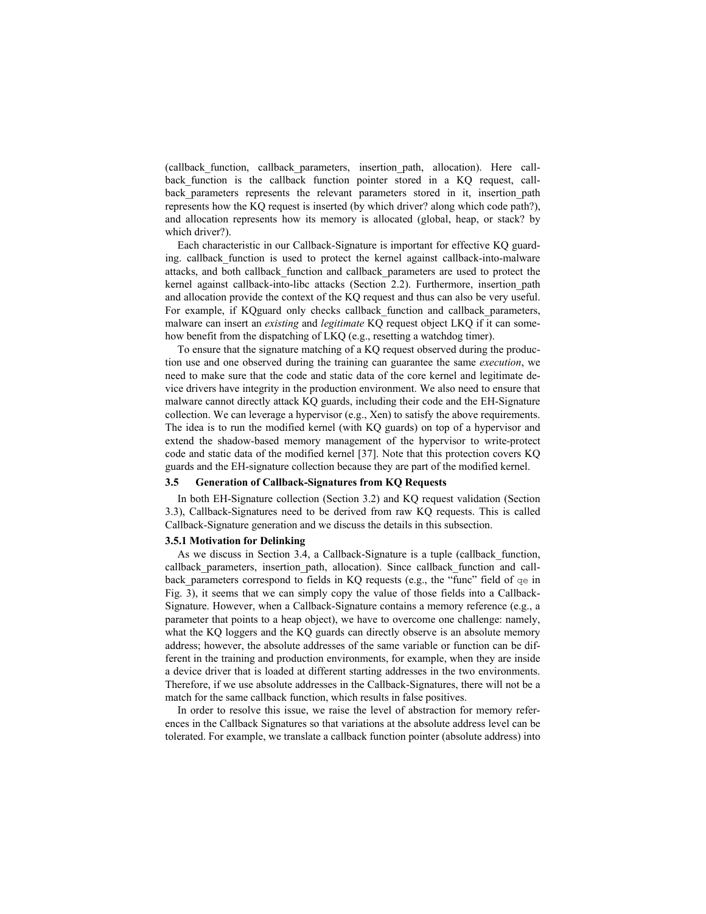(callback_function, callback_parameters, insertion_path, allocation). Here callback_function is the callback function pointer stored in a KQ request, callback_parameters represents the relevant parameters stored in it, insertion_path represents how the KQ request is inserted (by which driver? along which code path?), and allocation represents how its memory is allocated (global, heap, or stack? by which driver?).

Each characteristic in our Callback-Signature is important for effective KQ guarding. callback_function is used to protect the kernel against callback-into-malware attacks, and both callback_function and callback_parameters are used to protect the kernel against callback-into-libc attacks (Section 2.2). Furthermore, insertion_path and allocation provide the context of the KQ request and thus can also be very useful. For example, if KQguard only checks callback_function and callback_parameters, malware can insert an *existing* and *legitimate* KQ request object LKQ if it can somehow benefit from the dispatching of LKQ (e.g., resetting a watchdog timer).

To ensure that the signature matching of a KQ request observed during the production use and one observed during the training can guarantee the same *execution*, we need to make sure that the code and static data of the core kernel and legitimate device drivers have integrity in the production environment. We also need to ensure that malware cannot directly attack KQ guards, including their code and the EH-Signature collection. We can leverage a hypervisor (e.g., Xen) to satisfy the above requirements. The idea is to run the modified kernel (with KQ guards) on top of a hypervisor and extend the shadow-based memory management of the hypervisor to write-protect code and static data of the modified kernel [37]. Note that this protection covers KQ guards and the EH-signature collection because they are part of the modified kernel.

### 3.5 Generation of Callback-Signatures from KQ Requests

In both EH-Signature collection (Section 3.2) and KQ request validation (Section 3.3), Callback-Signatures need to be derived from raw KQ requests. This is called Callback-Signature generation and we discuss the details in this subsection.

#### 3.5.1 Motivation for Delinking

As we discuss in Section 3.4, a Callback-Signature is a tuple (callback_function, callback_parameters, insertion_path, allocation). Since callback_function and callback_parameters correspond to fields in KQ requests (e.g., the "func" field of `qe` in Fig. 3), it seems that we can simply copy the value of those fields into a Callback-Signature. However, when a Callback-Signature contains a memory reference (e.g., a parameter that points to a heap object), we have to overcome one challenge: namely, what the KQ loggers and the KQ guards can directly observe is an absolute memory address; however, the absolute addresses of the same variable or function can be different in the training and production environments, for example, when they are inside a device driver that is loaded at different starting addresses in the two environments. Therefore, if we use absolute addresses in the Callback-Signatures, there will not be a match for the same callback function, which results in false positives.

In order to resolve this issue, we raise the level of abstraction for memory references in the Callback Signatures so that variations at the absolute address level can be tolerated. For example, we translate a callback function pointer (absolute address) into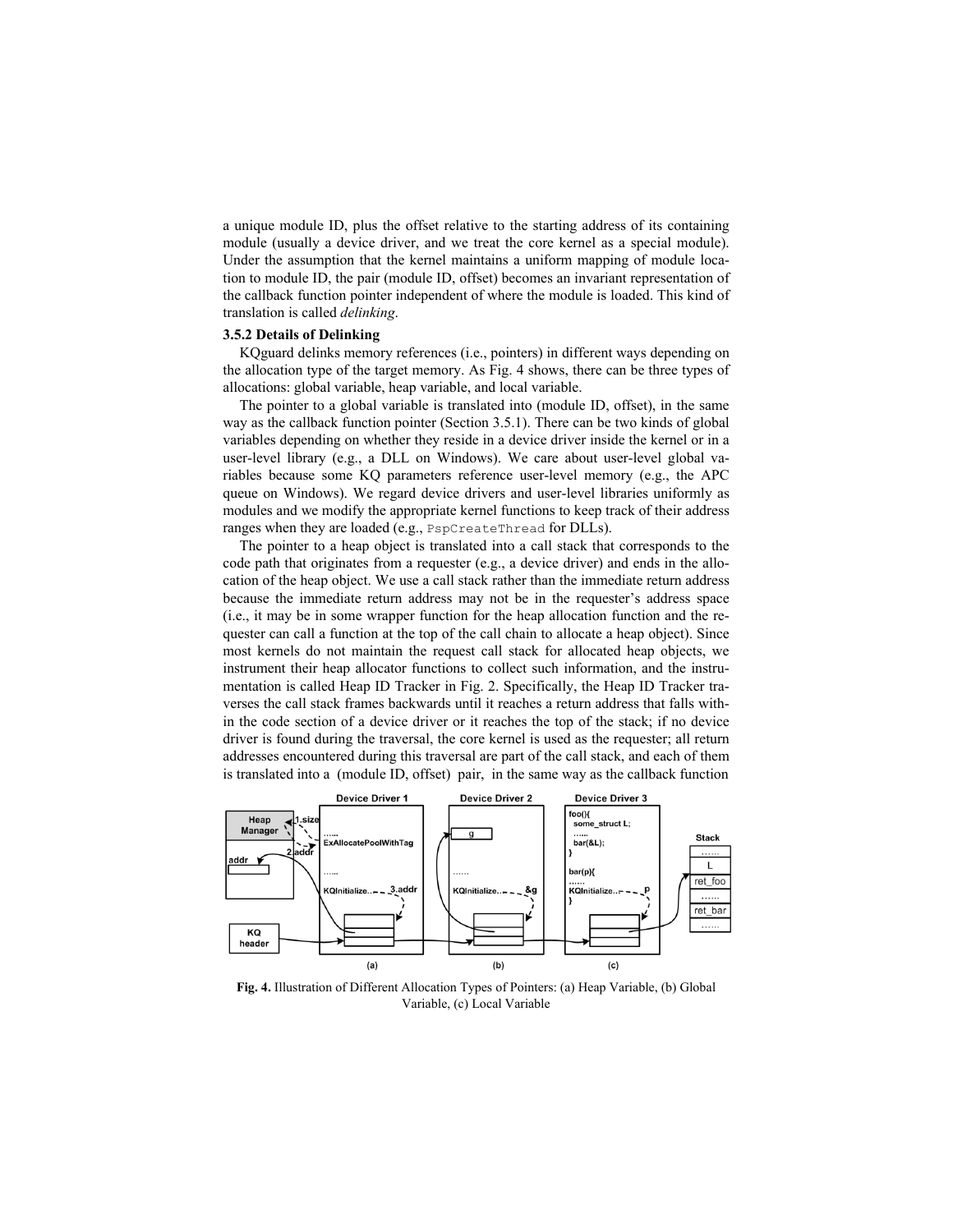a unique module ID, plus the offset relative to the starting address of its containing module (usually a device driver, and we treat the core kernel as a special module). Under the assumption that the kernel maintains a uniform mapping of module location to module ID, the pair (module ID, offset) becomes an invariant representation of the callback function pointer independent of where the module is loaded. This kind of translation is called *delinking*.

### 3.5.2 Details of Delinking

KQguard delinks memory references (i.e., pointers) in different ways depending on the allocation type of the target memory. As Fig. 4 shows, there can be three types of allocations: global variable, heap variable, and local variable.

The pointer to a global variable is translated into (module ID, offset), in the same way as the callback function pointer (Section 3.5.1). There can be two kinds of global variables depending on whether they reside in a device driver inside the kernel or in a user-level library (e.g., a DLL on Windows). We care about user-level global variables because some KQ parameters reference user-level memory (e.g., the APC queue on Windows). We regard device drivers and user-level libraries uniformly as modules and we modify the appropriate kernel functions to keep track of their address ranges when they are loaded (e.g., `PspCreateThread` for DLLs).

The pointer to a heap object is translated into a call stack that corresponds to the code path that originates from a requester (e.g., a device driver) and ends in the allocation of the heap object. We use a call stack rather than the immediate return address because the immediate return address may not be in the requester's address space (i.e., it may be in some wrapper function for the heap allocation function and the requester can call a function at the top of the call chain to allocate a heap object). Since most kernels do not maintain the request call stack for allocated heap objects, we instrument their heap allocator functions to collect such information, and the instrumentation is called Heap ID Tracker in Fig. 2. Specifically, the Heap ID Tracker traverses the call stack frames backwards until it reaches a return address that falls within the code section of a device driver or it reaches the top of the stack; if no device driver is found during the traversal, the core kernel is used as the requester; all return addresses encountered during this traversal are part of the call stack, and each of them is translated into a (module ID, offset) pair, in the same way as the callback function

Heap Manager
1.size
2.addr
addr
ExAllocatePoolWithTag
KQInitialize..
3.addr
KQ header
Device Driver 1
(a)
Device Driver 2
g
KQInitialize..
&g
(b)
Device Driver 3
foo(){
some_struct L;
bar(&L);
}
bar(p){
KQInitialize..
p
}
(c)
Stack
L
ret_foo
ret_bar

**Fig. 4.** Illustration of Different Allocation Types of Pointers: (a) Heap Variable, (b) Global Variable, (c) Local Variable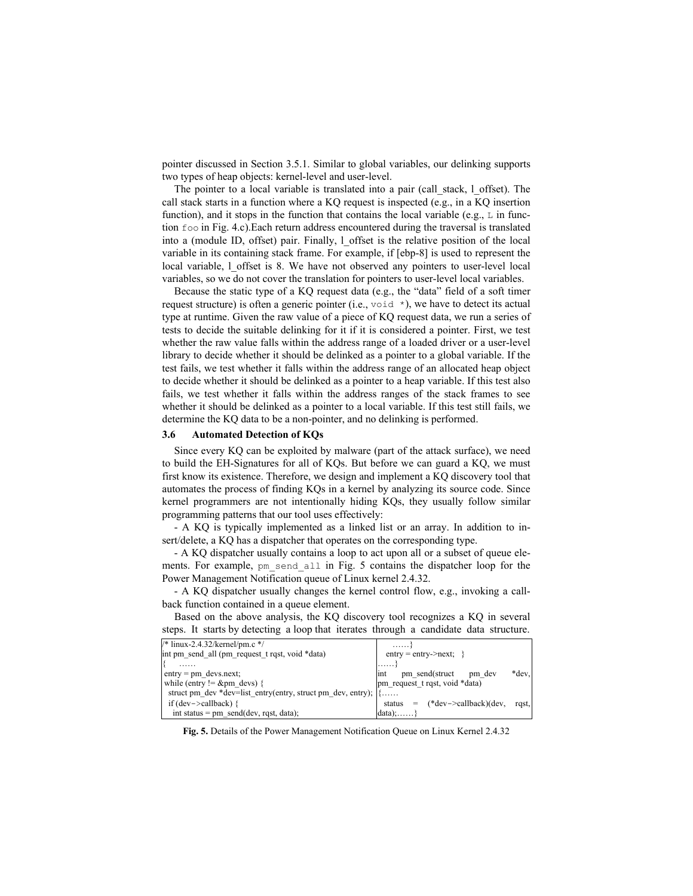pointer discussed in Section 3.5.1. Similar to global variables, our delinking supports two types of heap objects: kernel-level and user-level.

The pointer to a local variable is translated into a pair (call_stack, l_offset). The call stack starts in a function where a KQ request is inspected (e.g., in a KQ insertion function), and it stops in the function that contains the local variable (e.g., `L` in function `foo` in Fig. 4.c).Each return address encountered during the traversal is translated into a (module ID, offset) pair. Finally, l_offset is the relative position of the local variable in its containing stack frame. For example, if [ebp-8] is used to represent the local variable, l_offset is 8. We have not observed any pointers to user-level local variables, so we do not cover the translation for pointers to user-level local variables.

Because the static type of a KQ request data (e.g., the "data" field of a soft timer request structure) is often a generic pointer (i.e., `void *`), we have to detect its actual type at runtime. Given the raw value of a piece of KQ request data, we run a series of tests to decide the suitable delinking for it if it is considered a pointer. First, we test whether the raw value falls within the address range of a loaded driver or a user-level library to decide whether it should be delinked as a pointer to a global variable. If the test fails, we test whether it falls within the address range of an allocated heap object to decide whether it should be delinked as a pointer to a heap variable. If this test also fails, we test whether it falls within the address ranges of the stack frames to see whether it should be delinked as a pointer to a local variable. If this test still fails, we determine the KQ data to be a non-pointer, and no delinking is performed.

### 3.6 Automated Detection of KQs

Since every KQ can be exploited by malware (part of the attack surface), we need to build the EH-Signatures for all of KQs. But before we can guard a KQ, we must first know its existence. Therefore, we design and implement a KQ discovery tool that automates the process of finding KQs in a kernel by analyzing its source code. Since kernel programmers are not intentionally hiding KQs, they usually follow similar programming patterns that our tool uses effectively:

- A KQ is typically implemented as a linked list or an array. In addition to insert/delete, a KQ has a dispatcher that operates on the corresponding type.

- A KQ dispatcher usually contains a loop to act upon all or a subset of queue elements. For example, `pm_send_all` in Fig. 5 contains the dispatcher loop for the Power Management Notification queue of Linux kernel 2.4.32.

- A KQ dispatcher usually changes the kernel control flow, e.g., invoking a callback function contained in a queue element.

Based on the above analysis, the KQ discovery tool recognizes a KQ in several steps. It starts by detecting a loop that iterates through a candidate data structure.

```
/* linux-2.4.32/kernel/pm.c */
int pm_send_all (pm_request_t rqst, void *data)
{    ……
 entry = pm_devs.next;
 while (entry != &pm_devs) {
  struct pm_dev *dev=list_entry(entry, struct pm_dev, entry);
  if (dev->callback) {
    int status = pm_send(dev, rqst, data);
    ……}
   entry = entry->next;  }
……}
int pm_send(struct pm_dev *dev, pm_request_t rqst, void *data)
{……
  status = (*dev->callback)(dev, rqst, data);……}
```

**Fig. 5.** Details of the Power Management Notification Queue on Linux Kernel 2.4.32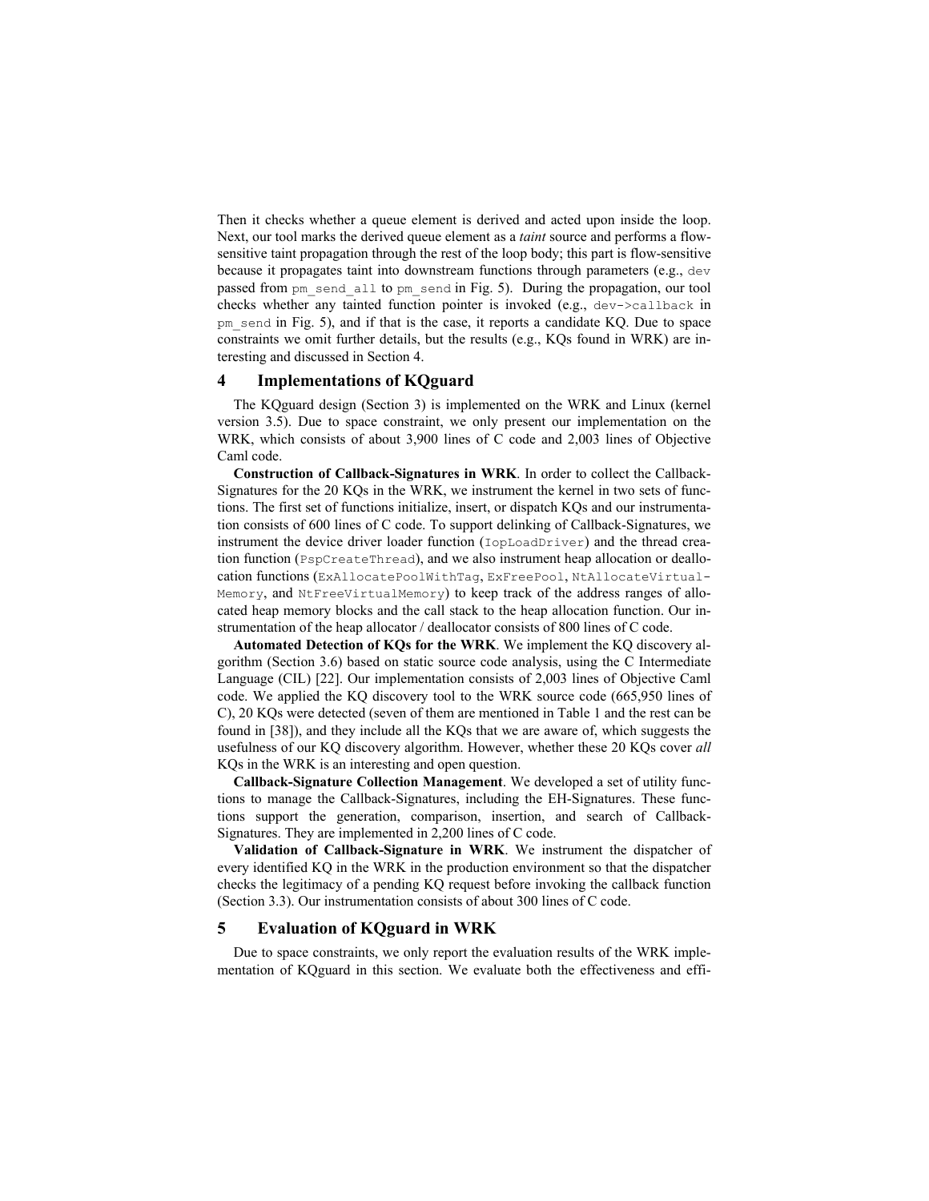Then it checks whether a queue element is derived and acted upon inside the loop. Next, our tool marks the derived queue element as a *taint* source and performs a flow-sensitive taint propagation through the rest of the loop body; this part is flow-sensitive because it propagates taint into downstream functions through parameters (e.g., `dev` passed from `pm_send_all` to `pm_send` in Fig. 5). During the propagation, our tool checks whether any tainted function pointer is invoked (e.g., `dev->callback` in `pm_send` in Fig. 5), and if that is the case, it reports a candidate KQ. Due to space constraints we omit further details, but the results (e.g., KQs found in WRK) are interesting and discussed in Section 4.

## 4 Implementations of KQguard

The KQguard design (Section 3) is implemented on the WRK and Linux (kernel version 3.5). Due to space constraint, we only present our implementation on the WRK, which consists of about 3,900 lines of C code and 2,003 lines of Objective Caml code.

**Construction of Callback-Signatures in WRK**. In order to collect the Callback-Signatures for the 20 KQs in the WRK, we instrument the kernel in two sets of functions. The first set of functions initialize, insert, or dispatch KQs and our instrumentation consists of 600 lines of C code. To support delinking of Callback-Signatures, we instrument the device driver loader function (`IopLoadDriver`) and the thread creation function (`PspCreateThread`), and we also instrument heap allocation or deallocation functions (`ExAllocatePoolWithTag`, `ExFreePool`, `NtAllocateVirtualMemory`, and `NtFreeVirtualMemory`) to keep track of the address ranges of allocated heap memory blocks and the call stack to the heap allocation function. Our instrumentation of the heap allocator / deallocator consists of 800 lines of C code.

**Automated Detection of KQs for the WRK**. We implement the KQ discovery algorithm (Section 3.6) based on static source code analysis, using the C Intermediate Language (CIL) [22]. Our implementation consists of 2,003 lines of Objective Caml code. We applied the KQ discovery tool to the WRK source code (665,950 lines of C), 20 KQs were detected (seven of them are mentioned in Table 1 and the rest can be found in [38]), and they include all the KQs that we are aware of, which suggests the usefulness of our KQ discovery algorithm. However, whether these 20 KQs cover *all* KQs in the WRK is an interesting and open question.

**Callback-Signature Collection Management**. We developed a set of utility functions to manage the Callback-Signatures, including the EH-Signatures. These functions support the generation, comparison, insertion, and search of Callback-Signatures. They are implemented in 2,200 lines of C code.

**Validation of Callback-Signature in WRK**. We instrument the dispatcher of every identified KQ in the WRK in the production environment so that the dispatcher checks the legitimacy of a pending KQ request before invoking the callback function (Section 3.3). Our instrumentation consists of about 300 lines of C code.

## 5 Evaluation of KQguard in WRK

Due to space constraints, we only report the evaluation results of the WRK implementation of KQguard in this section. We evaluate both the effectiveness and effi-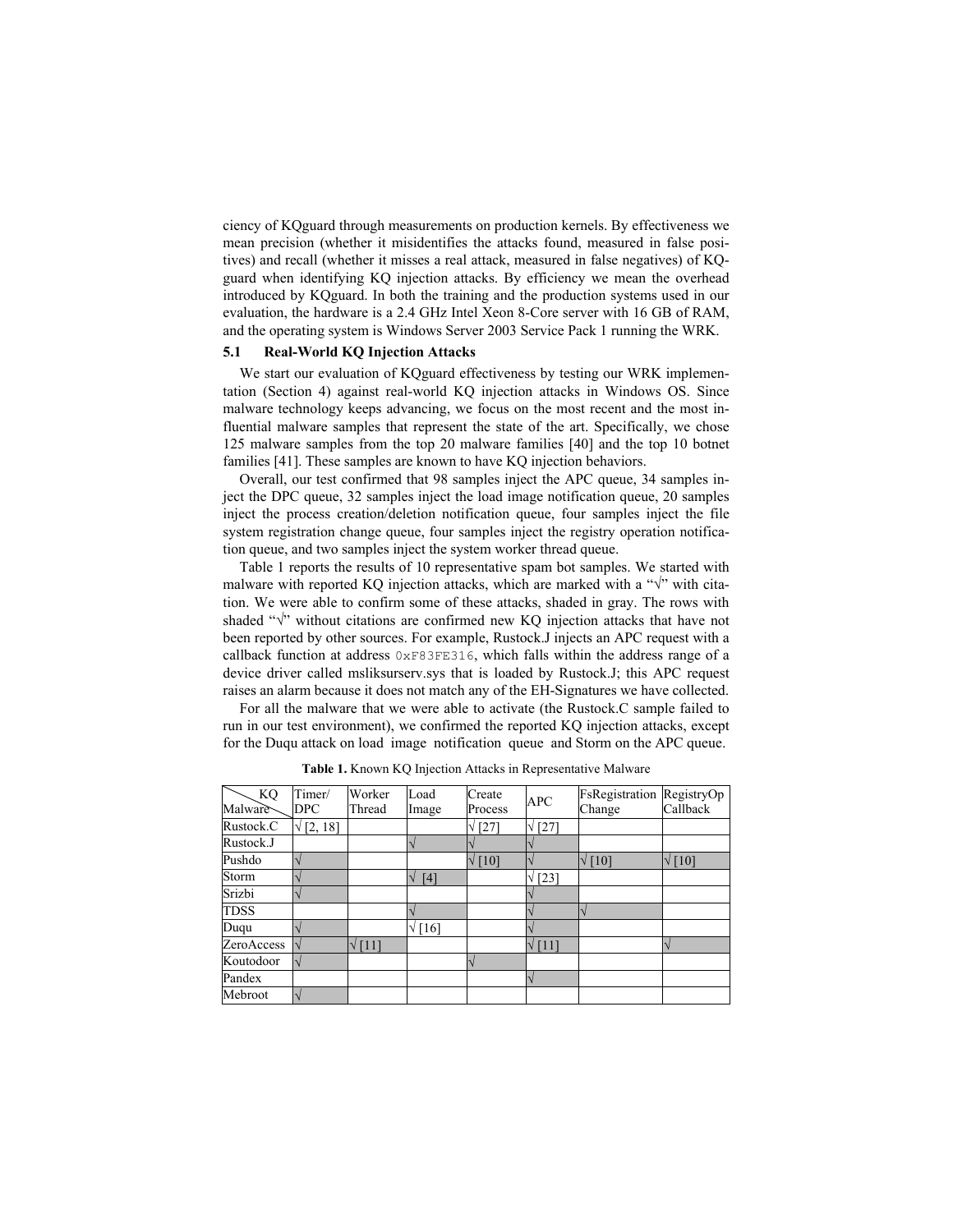ciency of KQguard through measurements on production kernels. By effectiveness we mean precision (whether it misidentifies the attacks found, measured in false positives) and recall (whether it misses a real attack, measured in false negatives) of KQguard when identifying KQ injection attacks. By efficiency we mean the overhead introduced by KQguard. In both the training and the production systems used in our evaluation, the hardware is a 2.4 GHz Intel Xeon 8-Core server with 16 GB of RAM, and the operating system is Windows Server 2003 Service Pack 1 running the WRK.

### 5.1 Real-World KQ Injection Attacks

We start our evaluation of KQguard effectiveness by testing our WRK implementation (Section 4) against real-world KQ injection attacks in Windows OS. Since malware technology keeps advancing, we focus on the most recent and the most influential malware samples that represent the state of the art. Specifically, we chose 125 malware samples from the top 20 malware families [40] and the top 10 botnet families [41]. These samples are known to have KQ injection behaviors.

Overall, our test confirmed that 98 samples inject the APC queue, 34 samples inject the DPC queue, 32 samples inject the load image notification queue, 20 samples inject the process creation/deletion notification queue, four samples inject the file system registration change queue, four samples inject the registry operation notification queue, and two samples inject the system worker thread queue.

Table 1 reports the results of 10 representative spam bot samples. We started with malware with reported KQ injection attacks, which are marked with a "√" with citation. We were able to confirm some of these attacks, shaded in gray. The rows with shaded "√" without citations are confirmed new KQ injection attacks that have not been reported by other sources. For example, Rustock.J injects an APC request with a callback function at address `0xF83FE316`, which falls within the address range of a device driver called msliksurserv.sys that is loaded by Rustock.J; this APC request raises an alarm because it does not match any of the EH-Signatures we have collected.

For all the malware that we were able to activate (the Rustock.C sample failed to run in our test environment), we confirmed the reported KQ injection attacks, except for the Duqu attack on load image notification queue and Storm on the APC queue.

**Table 1.** Known KQ Injection Attacks in Representative Malware

| KQ / Malware | Timer/ DPC | Worker Thread | Load Image | Create Process | APC | FsRegistration Change | RegistryOp Callback |
|---|---|---|---|---|---|---|---|
| Rustock.C | √ [2, 18] | | | √ [27] | √ [27] | | |
| Rustock.J | | | √ | √ | √ | | |
| Pushdo | √ | | | √ [10] | √ | √ [10] | √ [10] |
| Storm | √ | | √ [4] | | √ [23] | | |
| Srizbi | √ | | | | √ | | |
| TDSS | | | √ | | √ | √ | |
| Duqu | √ | | √ [16] | | √ | | |
| ZeroAccess | √ | √ [11] | | | √ [11] | | √ |
| Koutodoor | √ | | | √ | | | |
| Pandex | | | | | √ | | |
| Mebroot | √ | | | | | | |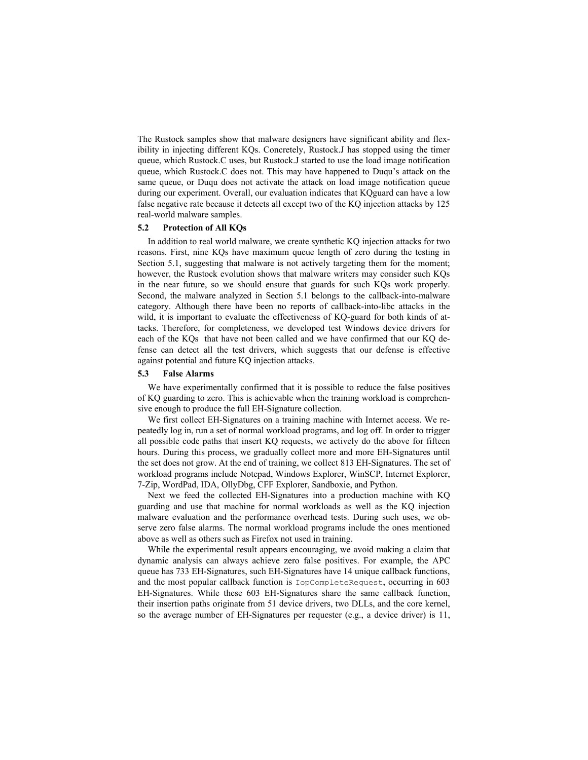The Rustock samples show that malware designers have significant ability and flexibility in injecting different KQs. Concretely, Rustock.J has stopped using the timer queue, which Rustock.C uses, but Rustock.J started to use the load image notification queue, which Rustock.C does not. This may have happened to Duqu's attack on the same queue, or Duqu does not activate the attack on load image notification queue during our experiment. Overall, our evaluation indicates that KQguard can have a low false negative rate because it detects all except two of the KQ injection attacks by 125 real-world malware samples.

### 5.2 Protection of All KQs

In addition to real world malware, we create synthetic KQ injection attacks for two reasons. First, nine KQs have maximum queue length of zero during the testing in Section 5.1, suggesting that malware is not actively targeting them for the moment; however, the Rustock evolution shows that malware writers may consider such KQs in the near future, so we should ensure that guards for such KQs work properly. Second, the malware analyzed in Section 5.1 belongs to the callback-into-malware category. Although there have been no reports of callback-into-libc attacks in the wild, it is important to evaluate the effectiveness of KQ-guard for both kinds of attacks. Therefore, for completeness, we developed test Windows device drivers for each of the KQs that have not been called and we have confirmed that our KQ defense can detect all the test drivers, which suggests that our defense is effective against potential and future KQ injection attacks.

### 5.3 False Alarms

We have experimentally confirmed that it is possible to reduce the false positives of KQ guarding to zero. This is achievable when the training workload is comprehensive enough to produce the full EH-Signature collection.

We first collect EH-Signatures on a training machine with Internet access. We repeatedly log in, run a set of normal workload programs, and log off. In order to trigger all possible code paths that insert KQ requests, we actively do the above for fifteen hours. During this process, we gradually collect more and more EH-Signatures until the set does not grow. At the end of training, we collect 813 EH-Signatures. The set of workload programs include Notepad, Windows Explorer, WinSCP, Internet Explorer, 7-Zip, WordPad, IDA, OllyDbg, CFF Explorer, Sandboxie, and Python.

Next we feed the collected EH-Signatures into a production machine with KQ guarding and use that machine for normal workloads as well as the KQ injection malware evaluation and the performance overhead tests. During such uses, we observe zero false alarms. The normal workload programs include the ones mentioned above as well as others such as Firefox not used in training.

While the experimental result appears encouraging, we avoid making a claim that dynamic analysis can always achieve zero false positives. For example, the APC queue has 733 EH-Signatures, such EH-Signatures have 14 unique callback functions, and the most popular callback function is `IopCompleteRequest`, occurring in 603 EH-Signatures. While these 603 EH-Signatures share the same callback function, their insertion paths originate from 51 device drivers, two DLLs, and the core kernel, so the average number of EH-Signatures per requester (e.g., a device driver) is 11,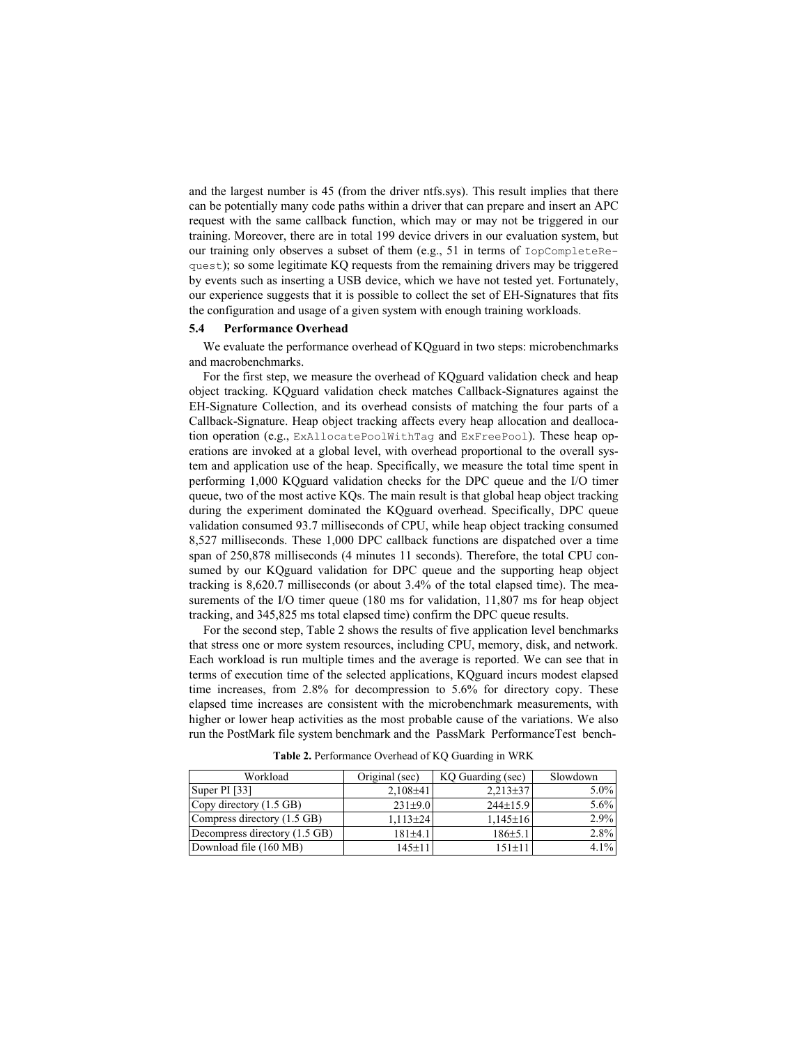and the largest number is 45 (from the driver ntfs.sys). This result implies that there can be potentially many code paths within a driver that can prepare and insert an APC request with the same callback function, which may or may not be triggered in our training. Moreover, there are in total 199 device drivers in our evaluation system, but our training only observes a subset of them (e.g., 51 in terms of `IopCompleteRequest`); so some legitimate KQ requests from the remaining drivers may be triggered by events such as inserting a USB device, which we have not tested yet. Fortunately, our experience suggests that it is possible to collect the set of EH-Signatures that fits the configuration and usage of a given system with enough training workloads.

### 5.4 Performance Overhead

We evaluate the performance overhead of KQguard in two steps: microbenchmarks and macrobenchmarks.

For the first step, we measure the overhead of KQguard validation check and heap object tracking. KQguard validation check matches Callback-Signatures against the EH-Signature Collection, and its overhead consists of matching the four parts of a Callback-Signature. Heap object tracking affects every heap allocation and deallocation operation (e.g., `ExAllocatePoolWithTag` and `ExFreePool`). These heap operations are invoked at a global level, with overhead proportional to the overall system and application use of the heap. Specifically, we measure the total time spent in performing 1,000 KQguard validation checks for the DPC queue and the I/O timer queue, two of the most active KQs. The main result is that global heap object tracking during the experiment dominated the KQguard overhead. Specifically, DPC queue validation consumed 93.7 milliseconds of CPU, while heap object tracking consumed 8,527 milliseconds. These 1,000 DPC callback functions are dispatched over a time span of 250,878 milliseconds (4 minutes 11 seconds). Therefore, the total CPU consumed by our KQguard validation for DPC queue and the supporting heap object tracking is 8,620.7 milliseconds (or about 3.4% of the total elapsed time). The measurements of the I/O timer queue (180 ms for validation, 11,807 ms for heap object tracking, and 345,825 ms total elapsed time) confirm the DPC queue results.

For the second step, Table 2 shows the results of five application level benchmarks that stress one or more system resources, including CPU, memory, disk, and network. Each workload is run multiple times and the average is reported. We can see that in terms of execution time of the selected applications, KQguard incurs modest elapsed time increases, from 2.8% for decompression to 5.6% for directory copy. These elapsed time increases are consistent with the microbenchmark measurements, with higher or lower heap activities as the most probable cause of the variations. We also run the PostMark file system benchmark and the PassMark PerformanceTest bench-

**Table 2.** Performance Overhead of KQ Guarding in WRK

| Workload | Original (sec) | KQ Guarding (sec) | Slowdown |
|---|---:|---:|---:|
| Super PI [33] | 2,108±41 | 2,213±37 | 5.0% |
| Copy directory (1.5 GB) | 231±9.0 | 244±15.9 | 5.6% |
| Compress directory (1.5 GB) | 1,113±24 | 1,145±16 | 2.9% |
| Decompress directory (1.5 GB) | 181±4.1 | 186±5.1 | 2.8% |
| Download file (160 MB) | 145±11 | 151±11 | 4.1% |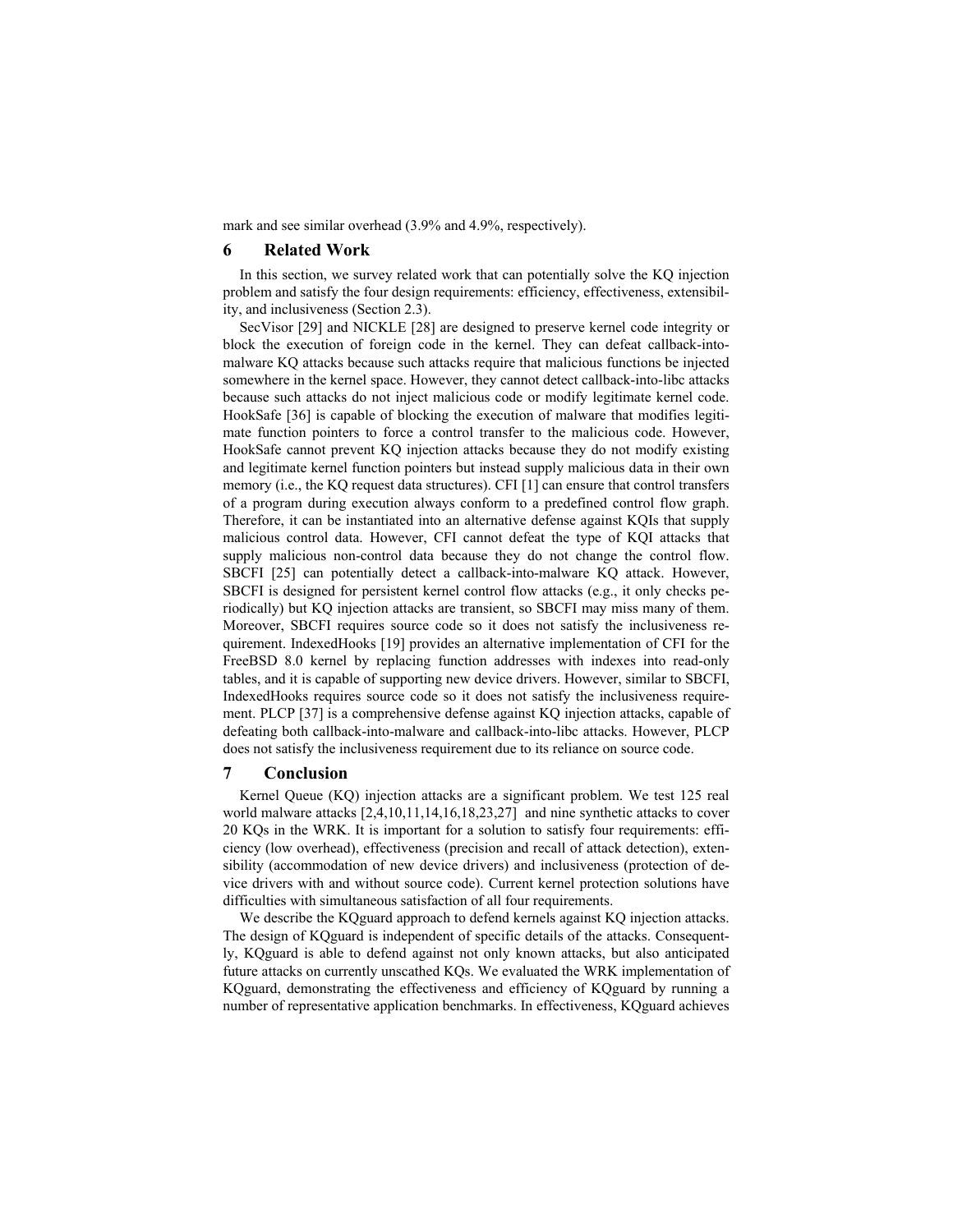mark and see similar overhead (3.9% and 4.9%, respectively).

## 6 Related Work

In this section, we survey related work that can potentially solve the KQ injection problem and satisfy the four design requirements: efficiency, effectiveness, extensibility, and inclusiveness (Section 2.3).

SecVisor [29] and NICKLE [28] are designed to preserve kernel code integrity or block the execution of foreign code in the kernel. They can defeat callback-into-malware KQ attacks because such attacks require that malicious functions be injected somewhere in the kernel space. However, they cannot detect callback-into-libc attacks because such attacks do not inject malicious code or modify legitimate kernel code. HookSafe [36] is capable of blocking the execution of malware that modifies legitimate function pointers to force a control transfer to the malicious code. However, HookSafe cannot prevent KQ injection attacks because they do not modify existing and legitimate kernel function pointers but instead supply malicious data in their own memory (i.e., the KQ request data structures). CFI [1] can ensure that control transfers of a program during execution always conform to a predefined control flow graph. Therefore, it can be instantiated into an alternative defense against KQIs that supply malicious control data. However, CFI cannot defeat the type of KQI attacks that supply malicious non-control data because they do not change the control flow. SBCFI [25] can potentially detect a callback-into-malware KQ attack. However, SBCFI is designed for persistent kernel control flow attacks (e.g., it only checks periodically) but KQ injection attacks are transient, so SBCFI may miss many of them. Moreover, SBCFI requires source code so it does not satisfy the inclusiveness requirement. IndexedHooks [19] provides an alternative implementation of CFI for the FreeBSD 8.0 kernel by replacing function addresses with indexes into read-only tables, and it is capable of supporting new device drivers. However, similar to SBCFI, IndexedHooks requires source code so it does not satisfy the inclusiveness requirement. PLCP [37] is a comprehensive defense against KQ injection attacks, capable of defeating both callback-into-malware and callback-into-libc attacks. However, PLCP does not satisfy the inclusiveness requirement due to its reliance on source code.

## 7 Conclusion

Kernel Queue (KQ) injection attacks are a significant problem. We test 125 real world malware attacks [2,4,10,11,14,16,18,23,27] and nine synthetic attacks to cover 20 KQs in the WRK. It is important for a solution to satisfy four requirements: efficiency (low overhead), effectiveness (precision and recall of attack detection), extensibility (accommodation of new device drivers) and inclusiveness (protection of device drivers with and without source code). Current kernel protection solutions have difficulties with simultaneous satisfaction of all four requirements.

We describe the KQguard approach to defend kernels against KQ injection attacks. The design of KQguard is independent of specific details of the attacks. Consequently, KQguard is able to defend against not only known attacks, but also anticipated future attacks on currently unscathed KQs. We evaluated the WRK implementation of KQguard, demonstrating the effectiveness and efficiency of KQguard by running a number of representative application benchmarks. In effectiveness, KQguard achieves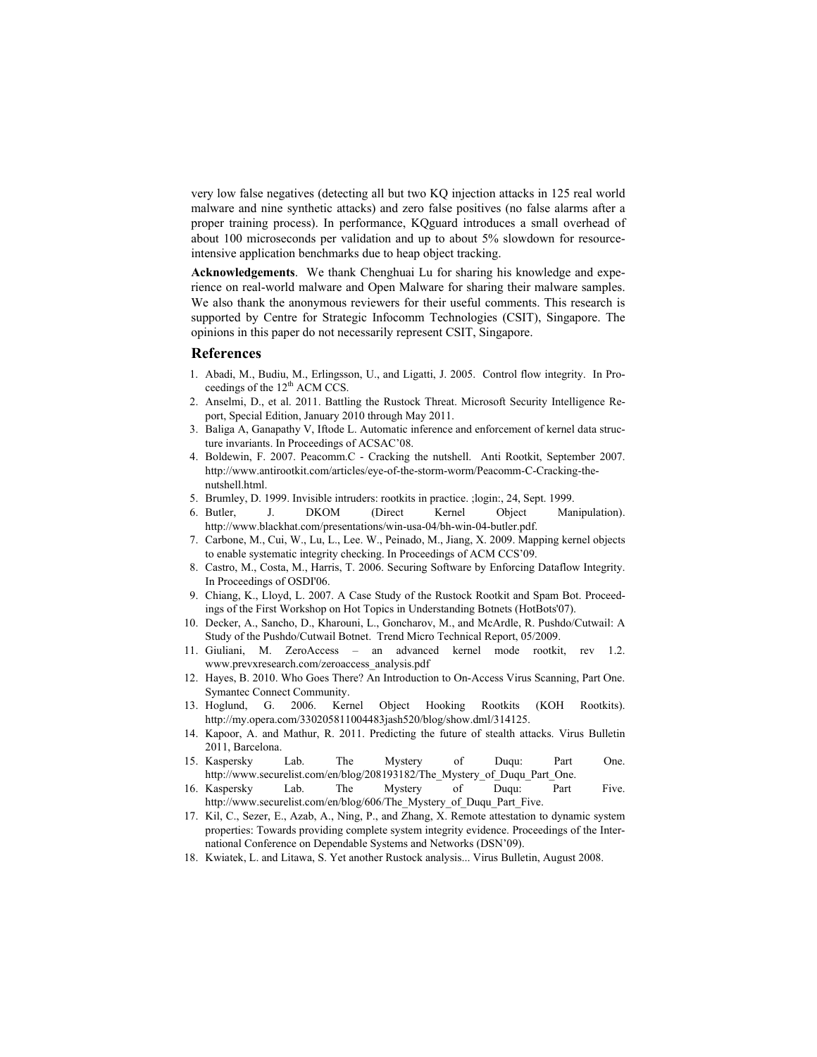very low false negatives (detecting all but two KQ injection attacks in 125 real world malware and nine synthetic attacks) and zero false positives (no false alarms after a proper training process). In performance, KQguard introduces a small overhead of about 100 microseconds per validation and up to about 5% slowdown for resource-intensive application benchmarks due to heap object tracking.

**Acknowledgements**. We thank Chenghuai Lu for sharing his knowledge and experience on real-world malware and Open Malware for sharing their malware samples. We also thank the anonymous reviewers for their useful comments. This research is supported by Centre for Strategic Infocomm Technologies (CSIT), Singapore. The opinions in this paper do not necessarily represent CSIT, Singapore.

## References

1. Abadi, M., Budiu, M., Erlingsson, U., and Ligatti, J. 2005. Control flow integrity. In Proceedings of the 12th ACM CCS.
2. Anselmi, D., et al. 2011. Battling the Rustock Threat. Microsoft Security Intelligence Report, Special Edition, January 2010 through May 2011.
3. Baliga A, Ganapathy V, Iftode L. Automatic inference and enforcement of kernel data structure invariants. In Proceedings of ACSAC'08.
4. Boldewin, F. 2007. Peacomm.C - Cracking the nutshell. Anti Rootkit, September 2007. http://www.antirootkit.com/articles/eye-of-the-storm-worm/Peacomm-C-Cracking-the-nutshell.html.
5. Brumley, D. 1999. Invisible intruders: rootkits in practice. ;login:, 24, Sept. 1999.
6. Butler, J. DKOM (Direct Kernel Object Manipulation). http://www.blackhat.com/presentations/win-usa-04/bh-win-04-butler.pdf.
7. Carbone, M., Cui, W., Lu, L., Lee. W., Peinado, M., Jiang, X. 2009. Mapping kernel objects to enable systematic integrity checking. In Proceedings of ACM CCS'09.
8. Castro, M., Costa, M., Harris, T. 2006. Securing Software by Enforcing Dataflow Integrity. In Proceedings of OSDI'06.
9. Chiang, K., Lloyd, L. 2007. A Case Study of the Rustock Rootkit and Spam Bot. Proceedings of the First Workshop on Hot Topics in Understanding Botnets (HotBots'07).
10. Decker, A., Sancho, D., Kharouni, L., Goncharov, M., and McArdle, R. Pushdo/Cutwail: A Study of the Pushdo/Cutwail Botnet. Trend Micro Technical Report, 05/2009.
11. Giuliani, M. ZeroAccess – an advanced kernel mode rootkit, rev 1.2. www.prevxresearch.com/zeroaccess_analysis.pdf
12. Hayes, B. 2010. Who Goes There? An Introduction to On-Access Virus Scanning, Part One. Symantec Connect Community.
13. Hoglund, G. 2006. Kernel Object Hooking Rootkits (KOH Rootkits). http://my.opera.com/330205811004483jash520/blog/show.dml/314125.
14. Kapoor, A. and Mathur, R. 2011. Predicting the future of stealth attacks. Virus Bulletin 2011, Barcelona.
15. Kaspersky Lab. The Mystery of Duqu: Part One. http://www.securelist.com/en/blog/208193182/The_Mystery_of_Duqu_Part_One.
16. Kaspersky Lab. The Mystery of Duqu: Part Five. http://www.securelist.com/en/blog/606/The_Mystery_of_Duqu_Part_Five.
17. Kil, C., Sezer, E., Azab, A., Ning, P., and Zhang, X. Remote attestation to dynamic system properties: Towards providing complete system integrity evidence. Proceedings of the International Conference on Dependable Systems and Networks (DSN'09).
18. Kwiatek, L. and Litawa, S. Yet another Rustock analysis... Virus Bulletin, August 2008.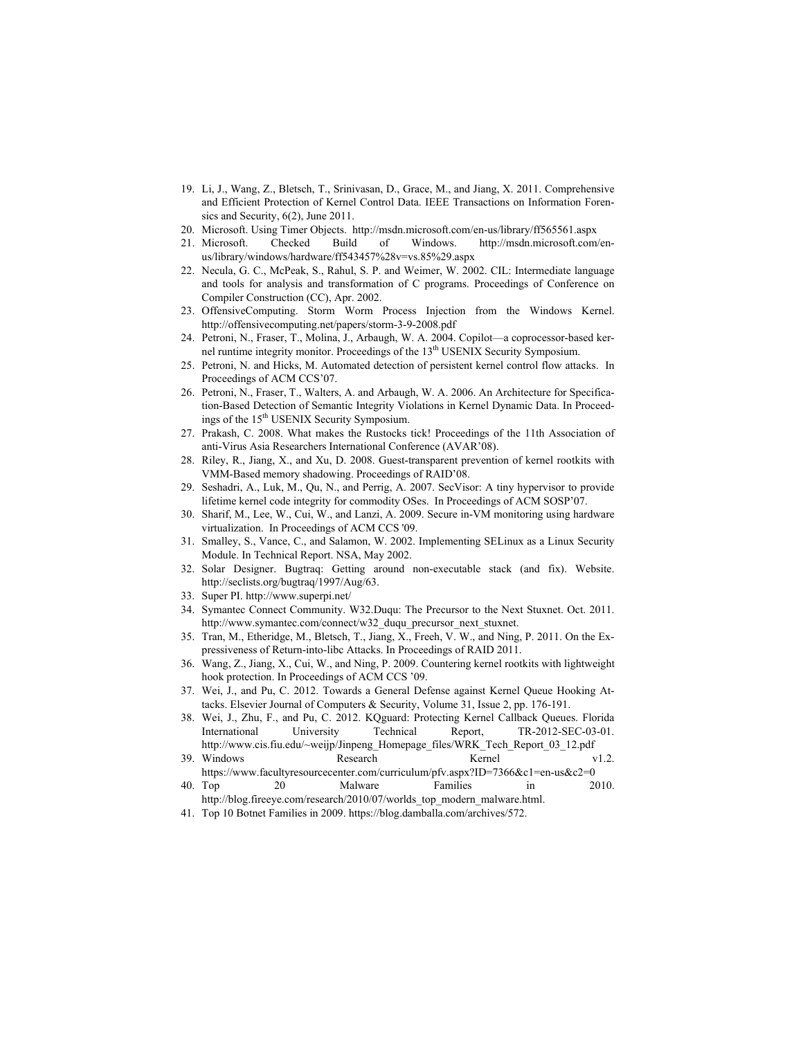19. Li, J., Wang, Z., Bletsch, T., Srinivasan, D., Grace, M., and Jiang, X. 2011. Comprehensive and Efficient Protection of Kernel Control Data. IEEE Transactions on Information Forensics and Security, 6(2), June 2011.
20. Microsoft. Using Timer Objects. http://msdn.microsoft.com/en-us/library/ff565561.aspx
21. Microsoft. Checked Build of Windows. http://msdn.microsoft.com/en-us/library/windows/hardware/ff543457%28v=vs.85%29.aspx
22. Necula, G. C., McPeak, S., Rahul, S. P. and Weimer, W. 2002. CIL: Intermediate language and tools for analysis and transformation of C programs. Proceedings of Conference on Compiler Construction (CC), Apr. 2002.
23. OffensiveComputing. Storm Worm Process Injection from the Windows Kernel. http://offensivecomputing.net/papers/storm-3-9-2008.pdf
24. Petroni, N., Fraser, T., Molina, J., Arbaugh, W. A. 2004. Copilot—a coprocessor-based kernel runtime integrity monitor. Proceedings of the 13th USENIX Security Symposium.
25. Petroni, N. and Hicks, M. Automated detection of persistent kernel control flow attacks. In Proceedings of ACM CCS'07.
26. Petroni, N., Fraser, T., Walters, A. and Arbaugh, W. A. 2006. An Architecture for Specification-Based Detection of Semantic Integrity Violations in Kernel Dynamic Data. In Proceedings of the 15th USENIX Security Symposium.
27. Prakash, C. 2008. What makes the Rustocks tick! Proceedings of the 11th Association of anti-Virus Asia Researchers International Conference (AVAR'08).
28. Riley, R., Jiang, X., and Xu, D. 2008. Guest-transparent prevention of kernel rootkits with VMM-Based memory shadowing. Proceedings of RAID'08.
29. Seshadri, A., Luk, M., Qu, N., and Perrig, A. 2007. SecVisor: A tiny hypervisor to provide lifetime kernel code integrity for commodity OSes. In Proceedings of ACM SOSP'07.
30. Sharif, M., Lee, W., Cui, W., and Lanzi, A. 2009. Secure in-VM monitoring using hardware virtualization. In Proceedings of ACM CCS '09.
31. Smalley, S., Vance, C., and Salamon, W. 2002. Implementing SELinux as a Linux Security Module. In Technical Report. NSA, May 2002.
32. Solar Designer. Bugtraq: Getting around non-executable stack (and fix). Website. http://seclists.org/bugtraq/1997/Aug/63.
33. Super PI. http://www.superpi.net/
34. Symantec Connect Community. W32.Duqu: The Precursor to the Next Stuxnet. Oct. 2011. http://www.symantec.com/connect/w32_duqu_precursor_next_stuxnet.
35. Tran, M., Etheridge, M., Bletsch, T., Jiang, X., Freeh, V. W., and Ning, P. 2011. On the Expressiveness of Return-into-libc Attacks. In Proceedings of RAID 2011.
36. Wang, Z., Jiang, X., Cui, W., and Ning, P. 2009. Countering kernel rootkits with lightweight hook protection. In Proceedings of ACM CCS '09.
37. Wei, J., and Pu, C. 2012. Towards a General Defense against Kernel Queue Hooking Attacks. Elsevier Journal of Computers & Security, Volume 31, Issue 2, pp. 176-191.
38. Wei, J., Zhu, F., and Pu, C. 2012. KQguard: Protecting Kernel Callback Queues. Florida International University Technical Report, TR-2012-SEC-03-01. http://www.cis.fiu.edu/~weijp/Jinpeng_Homepage_files/WRK_Tech_Report_03_12.pdf
39. Windows Research Kernel v1.2. https://www.facultyresourcecenter.com/curriculum/pfv.aspx?ID=7366&c1=en-us&c2=0
40. Top 20 Malware Families in 2010. http://blog.fireeye.com/research/2010/07/worlds_top_modern_malware.html.
41. Top 10 Botnet Families in 2009. https://blog.damballa.com/archives/572.